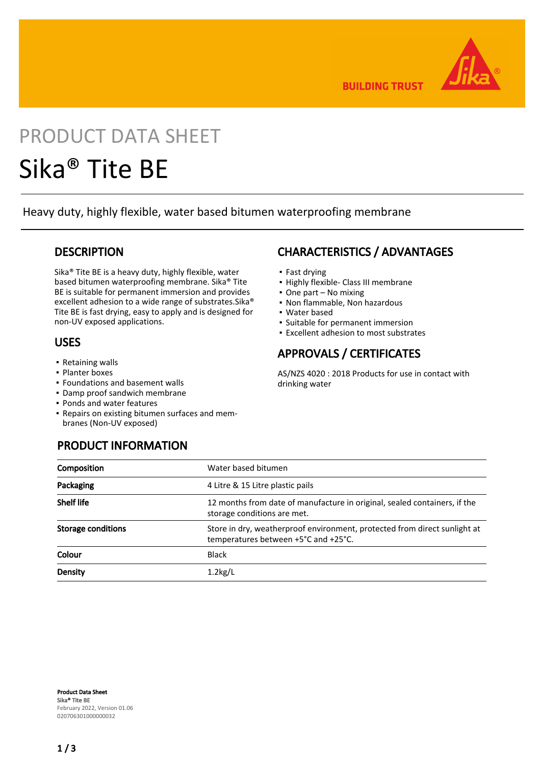BUILDING TRUST

PRODUCT DATA SHEET

# Sika® Tite BE

Heavy duty, highly flexible, water based bitumen waterproofing membrane

## DESCRIPTION

Sika® Tite BE is a heavy duty, highly flexible, water based bitumen waterproofing membrane. Sika® Tite BE is suitable for permanent immersion and provides excellent adhesion to a wide range of substrates.Sika® Tite BE is fast drying, easy to apply and is designed for non-UV exposed applications.

## USES

- Retaining walls
- Planter boxes
- Foundations and basement walls
- Damp proof sandwich membrane
- Ponds and water features
- Repairs on existing bitumen surfaces and membranes (Non-UV exposed)

## CHARACTERISTICS / ADVANTAGES

- Fast drying
- Highly flexible- Class III membrane
- One part – No mixing
- Non flammable, Non hazardous
- Water based
- Suitable for permanent immersion
- Excellent adhesion to most substrates

## APPROVALS / CERTIFICATES

AS/NZS 4020 : 2018 Products for use in contact with drinking water

## PRODUCT INFORMATION

| | |
|---|---|
| **Composition** | Water based bitumen |
| **Packaging** | 4 Litre & 15 Litre plastic pails |
| **Shelf life** | 12 months from date of manufacture in original, sealed containers, if the storage conditions are met. |
| **Storage conditions** | Store in dry, weatherproof environment, protected from direct sunlight at temperatures between +5°C and +25°C. |
| **Colour** | Black |
| **Density** | 1.2kg/L |

**Product Data Sheet**
Sika® Tite BE
February 2022, Version 01.06
020706301000000032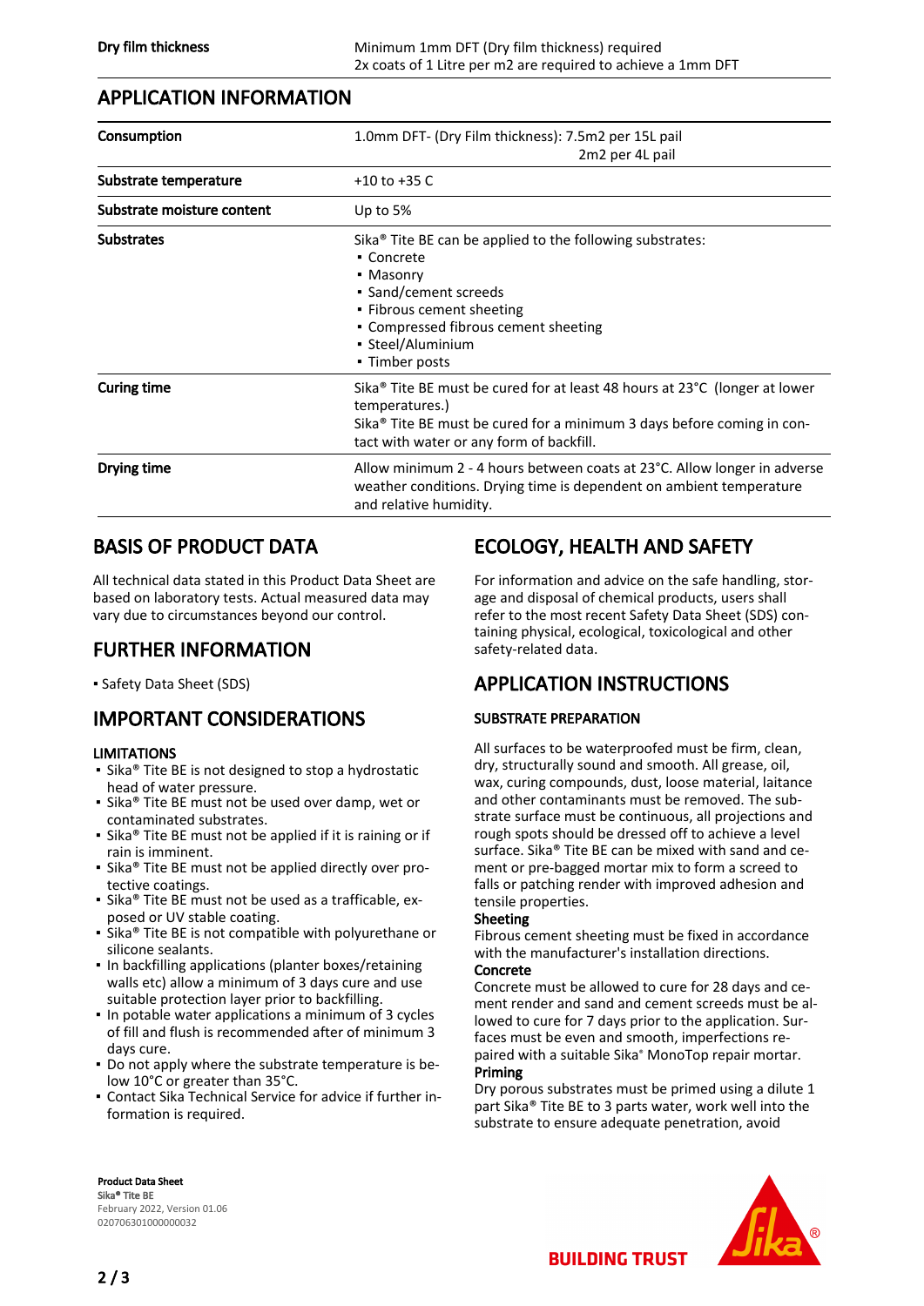| | |
|---|---|
| **Dry film thickness** | Minimum 1mm DFT (Dry film thickness) required<br>2x coats of 1 Litre per m2 are required to achieve a 1mm DFT |

## APPLICATION INFORMATION

| | |
|---|---|
| **Consumption** | 1.0mm DFT- (Dry Film thickness): 7.5m2 per 15L pail<br>2m2 per 4L pail |
| **Substrate temperature** | +10 to +35 C |
| **Substrate moisture content** | Up to 5% |
| **Substrates** | Sika® Tite BE can be applied to the following substrates:<br>▪ Concrete<br>▪ Masonry<br>▪ Sand/cement screeds<br>▪ Fibrous cement sheeting<br>▪ Compressed fibrous cement sheeting<br>▪ Steel/Aluminium<br>▪ Timber posts |
| **Curing time** | Sika® Tite BE must be cured for at least 48 hours at 23°C (longer at lower temperatures.)<br>Sika® Tite BE must be cured for a minimum 3 days before coming in contact with water or any form of backfill. |
| **Drying time** | Allow minimum 2 - 4 hours between coats at 23°C. Allow longer in adverse weather conditions. Drying time is dependent on ambient temperature and relative humidity. |

## BASIS OF PRODUCT DATA

All technical data stated in this Product Data Sheet are based on laboratory tests. Actual measured data may vary due to circumstances beyond our control.

## FURTHER INFORMATION

- Safety Data Sheet (SDS)

## IMPORTANT CONSIDERATIONS

### LIMITATIONS

- Sika® Tite BE is not designed to stop a hydrostatic head of water pressure.
- Sika® Tite BE must not be used over damp, wet or contaminated substrates.
- Sika® Tite BE must not be applied if it is raining or if rain is imminent.
- Sika® Tite BE must not be applied directly over protective coatings.
- Sika® Tite BE must not be used as a trafficable, exposed or UV stable coating.
- Sika® Tite BE is not compatible with polyurethane or silicone sealants.
- In backfilling applications (planter boxes/retaining walls etc) allow a minimum of 3 days cure and use suitable protection layer prior to backfilling.
- In potable water applications a minimum of 3 cycles of fill and flush is recommended after of minimum 3 days cure.
- Do not apply where the substrate temperature is below 10°C or greater than 35°C.
- Contact Sika Technical Service for advice if further information is required.

## ECOLOGY, HEALTH AND SAFETY

For information and advice on the safe handling, storage and disposal of chemical products, users shall refer to the most recent Safety Data Sheet (SDS) containing physical, ecological, toxicological and other safety-related data.

## APPLICATION INSTRUCTIONS

### SUBSTRATE PREPARATION

All surfaces to be waterproofed must be firm, clean, dry, structurally sound and smooth. All grease, oil, wax, curing compounds, dust, loose material, laitance and other contaminants must be removed. The substrate surface must be continuous, all projections and rough spots should be dressed off to a level surface. Sika® Tite BE can be mixed with sand and cement or pre-bagged mortar mix to form a screed to falls or patching render with improved adhesion and tensile properties.

**Sheeting**

Fibrous cement sheeting must be fixed in accordance with the manufacturer's installation directions.

**Concrete**

Concrete must be allowed to cure for 28 days and cement render and sand and cement screeds must be allowed to cure for 7 days prior to the application. Surfaces must be even and smooth, imperfections repaired with a suitable Sika® MonoTop repair mortar.

**Priming**

Dry porous substrates must be primed using a dilute 1 part Sika® Tite BE to 3 parts water, work well into the substrate to ensure adequate penetration, avoid

**Product Data Sheet**
Sika® Tite BE
February 2022, Version 01.06
020706301000000032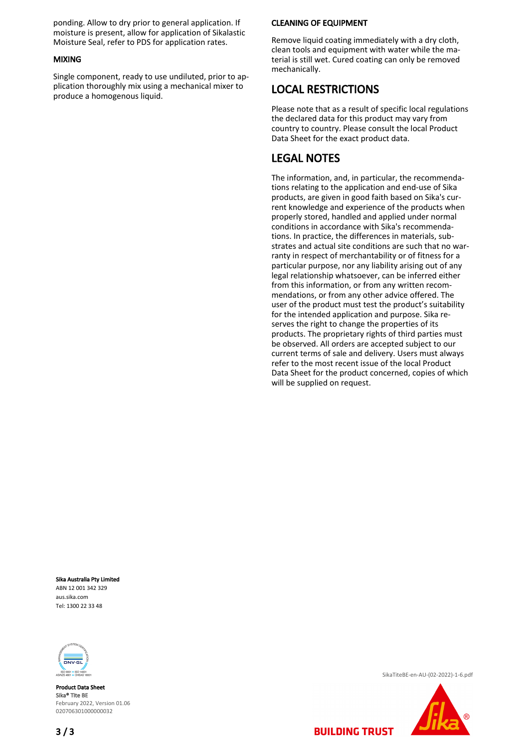ponding. Allow to dry prior to general application. If moisture is present, allow for application of Sikalastic Moisture Seal, refer to PDS for application rates.

### MIXING

Single component, ready to use undiluted, prior to application thoroughly mix using a mechanical mixer to produce a homogenous liquid.

### CLEANING OF EQUIPMENT

Remove liquid coating immediately with a dry cloth, clean tools and equipment with water while the material is still wet. Cured coating can only be removed mechanically.

## LOCAL RESTRICTIONS

Please note that as a result of specific local regulations the declared data for this product may vary from country to country. Please consult the local Product Data Sheet for the exact product data.

## LEGAL NOTES

The information, and, in particular, the recommendations relating to the application and end-use of Sika products, are given in good faith based on Sika's current knowledge and experience of the products when properly stored, handled and applied under normal conditions in accordance with Sika's recommendations. In practice, the differences in materials, substrates and actual site conditions are such that no warranty in respect of merchantability or of fitness for a particular purpose, nor any liability arising out of any legal relationship whatsoever, can be inferred either from this information, or from any written recommendations, or from any other advice offered. The user of the product must test the product's suitability for the intended application and purpose. Sika reserves the right to change the properties of its products. The proprietary rights of third parties must be observed. All orders are accepted subject to our current terms of sale and delivery. Users must always refer to the most recent issue of the local Product Data Sheet for the product concerned, copies of which will be supplied on request.

**Sika Australia Pty Limited**
ABN 12 001 342 329
aus.sika.com
Tel: 1300 22 33 48

SikaTiteBE-en-AU-(02-2022)-1-6.pdf

**Product Data Sheet**
**Sika® Tite BE**
February 2022, Version 01.06
020706301000000032

**BUILDING TRUST**